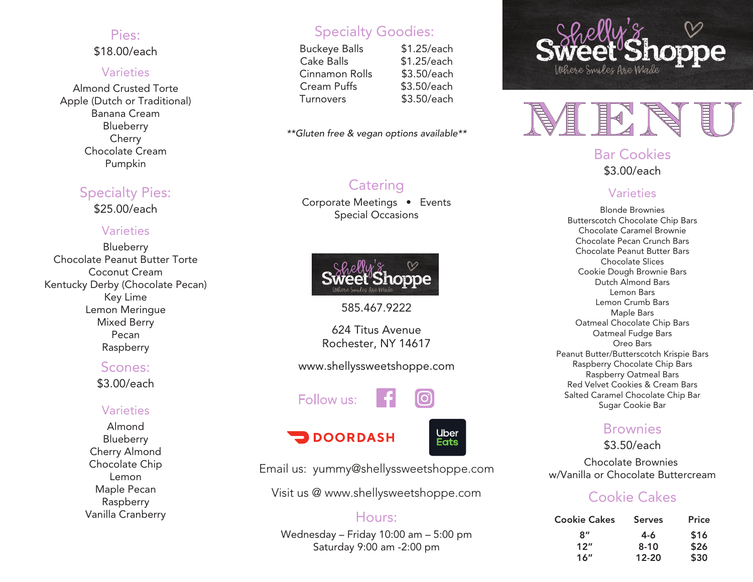## Pies:

$18.00/each

### Varieties

Almond Crusted Torte
Apple (Dutch or Traditional)
Banana Cream
Blueberry
Cherry
Chocolate Cream
Pumpkin

## Specialty Pies:

$25.00/each

### Varieties

Blueberry
Chocolate Peanut Butter Torte
Coconut Cream
Kentucky Derby (Chocolate Pecan)
Key Lime
Lemon Meringue
Mixed Berry
Pecan
Raspberry

## Scones:

$3.00/each

### Varieties

Almond
Blueberry
Cherry Almond
Chocolate Chip
Lemon
Maple Pecan
Raspberry
Vanilla Cranberry

## Specialty Goodies:

| | |
|---|---|
| Buckeye Balls | $1.25/each |
| Cake Balls | $1.25/each |
| Cinnamon Rolls | $3.50/each |
| Cream Puffs | $3.50/each |
| Turnovers | $3.50/each |

***Gluten free & vegan options available***

## Catering

Corporate Meetings • Events
Special Occasions

Shelly's Sweet Shoppe
Where Smiles Are Made

585.467.9222

624 Titus Avenue
Rochester, NY 14617

www.shellyssweetshoppe.com

Follow us:

DOORDASH

Uber Eats

Email us: yummy@shellyssweetshoppe.com

Visit us @ www.shellysweetshoppe.com

## Hours:

Wednesday – Friday 10:00 am – 5:00 pm
Saturday 9:00 am -2:00 pm

# Shelly's Sweet Shoppe

Where Smiles Are Made

# MENU

## Bar Cookies

$3.00/each

### Varieties

Blonde Brownies
Butterscotch Chocolate Chip Bars
Chocolate Caramel Brownie
Chocolate Pecan Crunch Bars
Chocolate Peanut Butter Bars
Chocolate Slices
Cookie Dough Brownie Bars
Dutch Almond Bars
Lemon Bars
Lemon Crumb Bars
Maple Bars
Oatmeal Chocolate Chip Bars
Oatmeal Fudge Bars
Oreo Bars
Peanut Butter/Butterscotch Krispie Bars
Raspberry Chocolate Chip Bars
Raspberry Oatmeal Bars
Red Velvet Cookies & Cream Bars
Salted Caramel Chocolate Chip Bar
Sugar Cookie Bar

## Brownies

$3.50/each

Chocolate Brownies
w/Vanilla or Chocolate Buttercream

## Cookie Cakes

| Cookie Cakes | Serves | Price |
|---|---|---|
| 8" | 4-6 | $16 |
| 12" | 8-10 | $26 |
| 16" | 12-20 | $30 |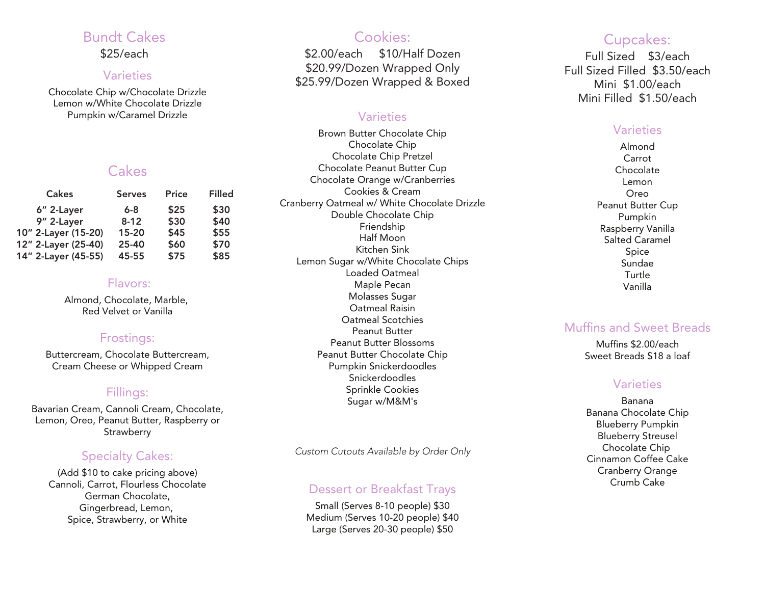## Bundt Cakes

$25/each

### Varieties

Chocolate Chip w/Chocolate Drizzle
Lemon w/White Chocolate Drizzle
Pumpkin w/Caramel Drizzle

## Cakes

| Cakes | Serves | Price | Filled |
|---|---|---|---|
| 6" 2-Layer | 6-8 | $25 | $30 |
| 9" 2-Layer | 8-12 | $30 | $40 |
| 10" 2-Layer (15-20) | 15-20 | $45 | $55 |
| 12" 2-Layer (25-40) | 25-40 | $60 | $70 |
| 14" 2-Layer (45-55) | 45-55 | $75 | $85 |

### Flavors:

Almond, Chocolate, Marble,
Red Velvet or Vanilla

### Frostings:

Buttercream, Chocolate Buttercream,
Cream Cheese or Whipped Cream

### Fillings:

Bavarian Cream, Cannoli Cream, Chocolate,
Lemon, Oreo, Peanut Butter, Raspberry or
Strawberry

### Specialty Cakes:

(Add $10 to cake pricing above)
Cannoli, Carrot, Flourless Chocolate
German Chocolate,
Gingerbread, Lemon,
Spice, Strawberry, or White

## Cookies:

$2.00/each $10/Half Dozen
$20.99/Dozen Wrapped Only
$25.99/Dozen Wrapped & Boxed

### Varieties

Brown Butter Chocolate Chip
Chocolate Chip
Chocolate Chip Pretzel
Chocolate Peanut Butter Cup
Chocolate Orange w/Cranberries
Cookies & Cream
Cranberry Oatmeal w/ White Chocolate Drizzle
Double Chocolate Chip
Friendship
Half Moon
Kitchen Sink
Lemon Sugar w/White Chocolate Chips
Loaded Oatmeal
Maple Pecan
Molasses Sugar
Oatmeal Raisin
Oatmeal Scotchies
Peanut Butter
Peanut Butter Blossoms
Peanut Butter Chocolate Chip
Pumpkin Snickerdoodles
Snickerdoodles
Sprinkle Cookies
Sugar w/M&M's

*Custom Cutouts Available by Order Only*

## Dessert or Breakfast Trays

Small (Serves 8-10 people) $30
Medium (Serves 10-20 people) $40
Large (Serves 20-30 people) $50

## Cupcakes:

Full Sized $3/each
Full Sized Filled $3.50/each
Mini $1.00/each
Mini Filled $1.50/each

### Varieties

Almond
Carrot
Chocolate
Lemon
Oreo
Peanut Butter Cup
Pumpkin
Raspberry Vanilla
Salted Caramel
Spice
Sundae
Turtle
Vanilla

## Muffins and Sweet Breads

Muffins $2.00/each
Sweet Breads $18 a loaf

### Varieties

Banana
Banana Chocolate Chip
Blueberry Pumpkin
Blueberry Streusel
Chocolate Chip
Cinnamon Coffee Cake
Cranberry Orange
Crumb Cake